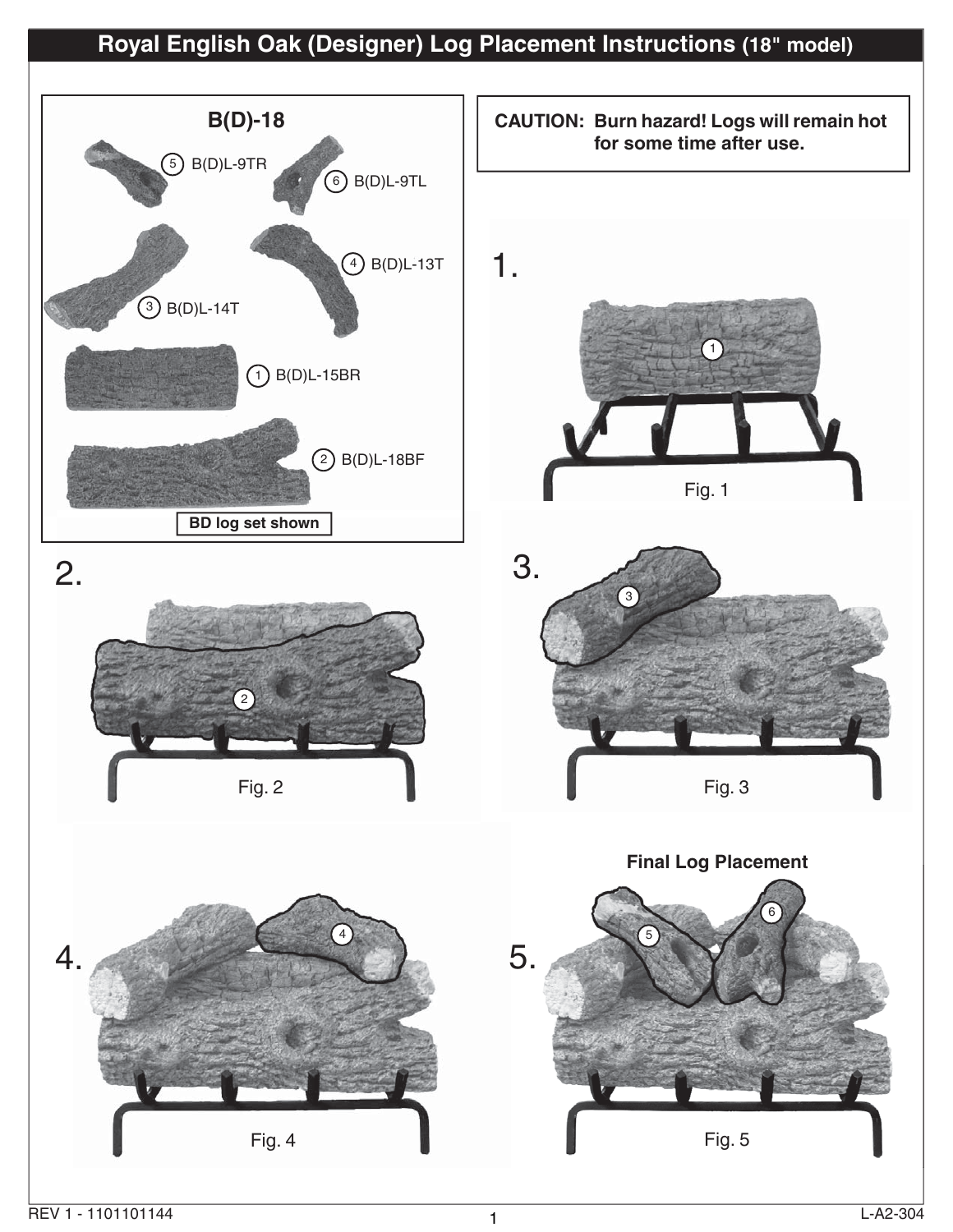# Royal English Oak (Designer) Log Placement Instructions (18" model)

**B(D)-18**

5. B(D)L-9TR
6. B(D)L-9TL
3. B(D)L-14T
4. B(D)L-13T
1. B(D)L-15BR
2. B(D)L-18BF

**BD log set shown**

**CAUTION: Burn hazard! Logs will remain hot for some time after use.**

1.

Fig. 1

2.

Fig. 2

3.

Fig. 3

4.

Fig. 4

5.

**Final Log Placement**

Fig. 5

REV 1 - 1101101144

L-A2-304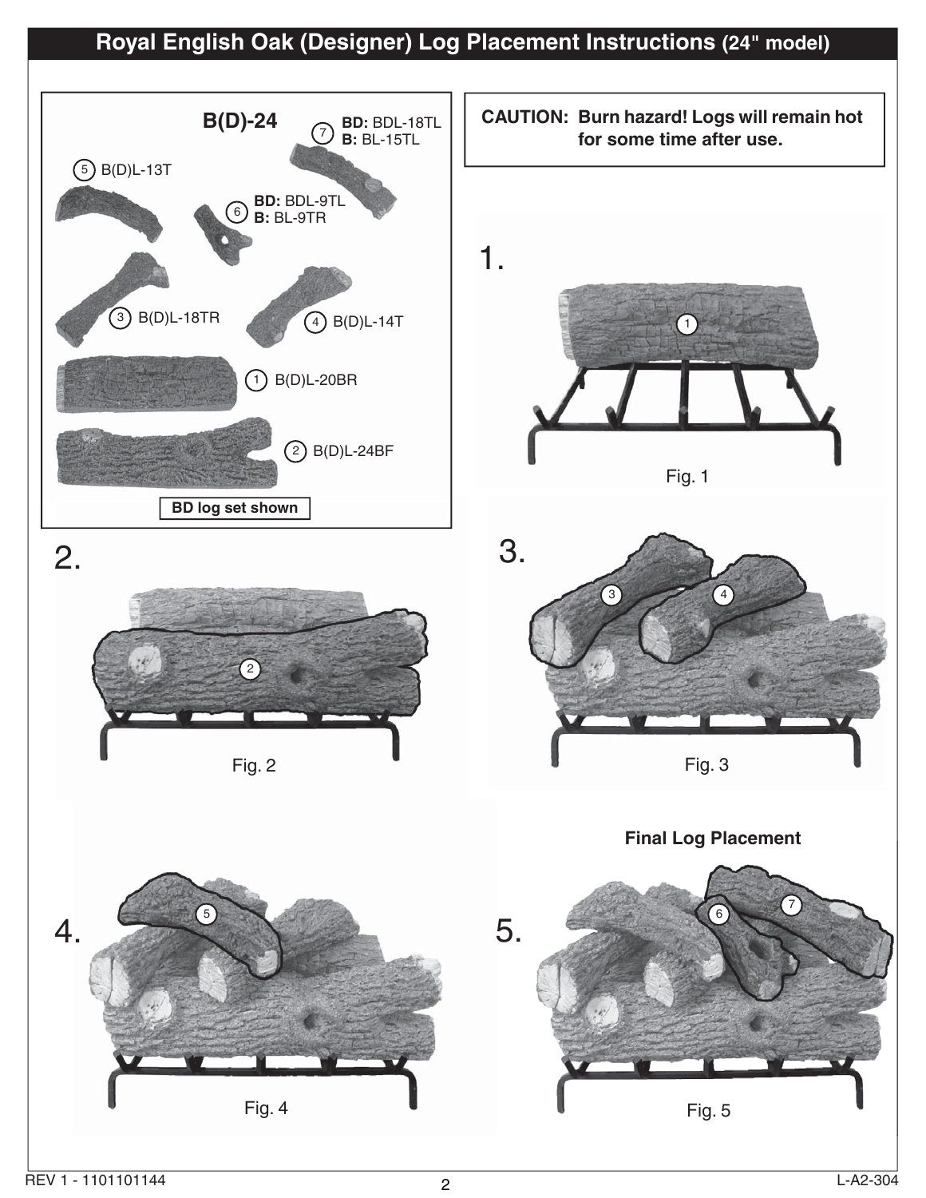# Royal English Oak (Designer) Log Placement Instructions (24" model)

## B(D)-24

- ⑤ B(D)L-13T
- ⑦ **BD:** BDL-18TL / **B:** BL-15TL
- ⑥ **BD:** BDL-9TL / **B:** BL-9TR
- ③ B(D)L-18TR
- ④ B(D)L-14T
- ① B(D)L-20BR
- ② B(D)L-24BF

**BD log set shown**

**CAUTION: Burn hazard! Logs will remain hot for some time after use.**

1.

Fig. 1

2.

Fig. 2

3.

Fig. 3

4.

Fig. 4

**Final Log Placement**

5.

Fig. 5

REV 1 - 1101101144

L-A2-304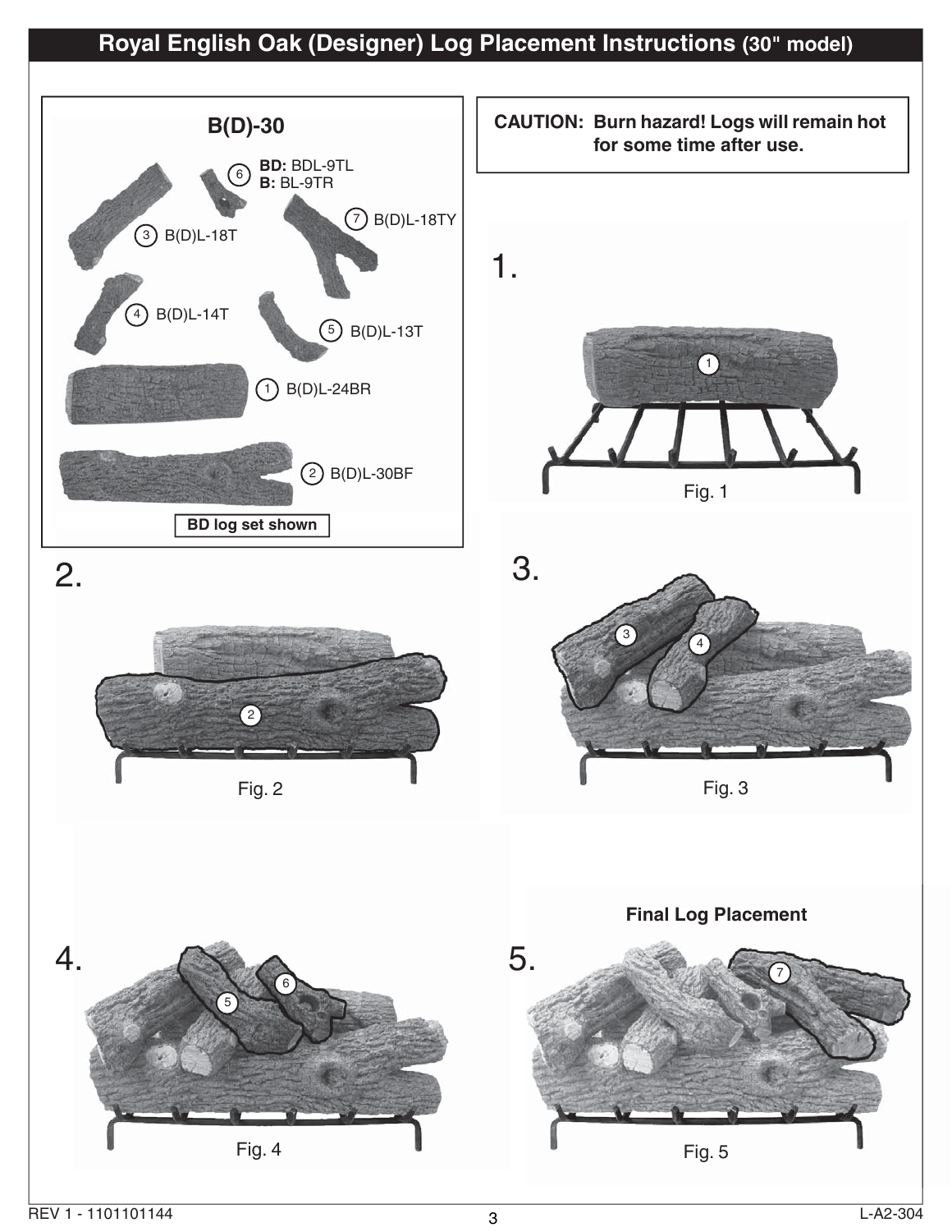# Royal English Oak (Designer) Log Placement Instructions (30" model)

## B(D)-30

6. **BD:** BDL-9TL / **B:** BL-9TR
7. B(D)L-18TY
3. B(D)L-18T
4. B(D)L-14T
5. B(D)L-13T
1. B(D)L-24BR
2. B(D)L-30BF

**BD log set shown**

**CAUTION: Burn hazard! Logs will remain hot for some time after use.**

1.

Fig. 1

2.

Fig. 2

3.

Fig. 3

4.

Fig. 4

5.

**Final Log Placement**

Fig. 5

REV 1 - 1101101144

L-A2-304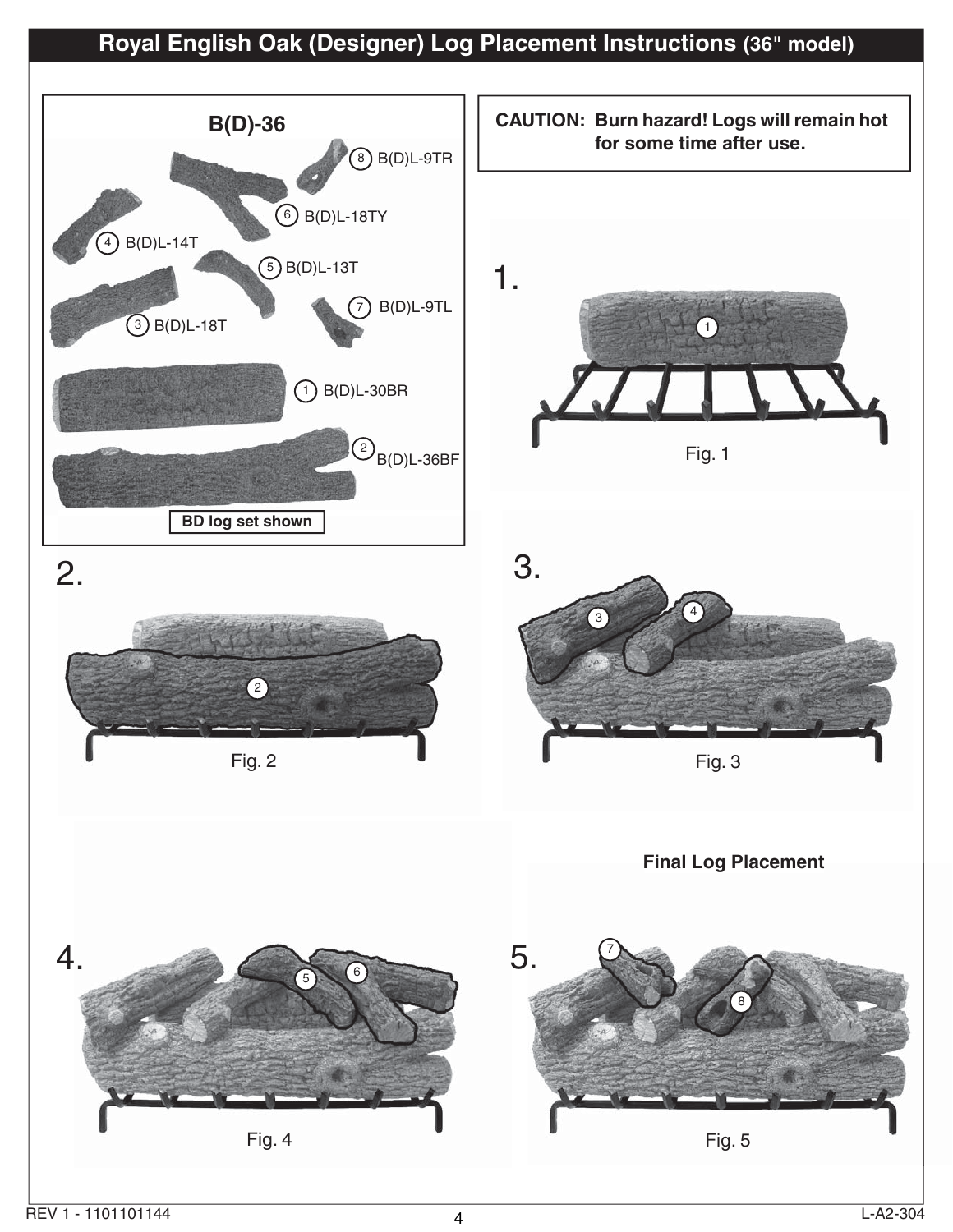# Royal English Oak (Designer) Log Placement Instructions (36" model)

**B(D)-36**

1. B(D)L-30BR
2. B(D)L-36BF
3. B(D)L-18T
4. B(D)L-14T
5. B(D)L-13T
6. B(D)L-18TY
7. B(D)L-9TL
8. B(D)L-9TR

**BD log set shown**

**CAUTION: Burn hazard! Logs will remain hot for some time after use.**

1.

Fig. 1

2.

Fig. 2

3.

Fig. 3

4.

Fig. 4

**Final Log Placement**

5.

Fig. 5

REV 1 - 1101101144

L-A2-304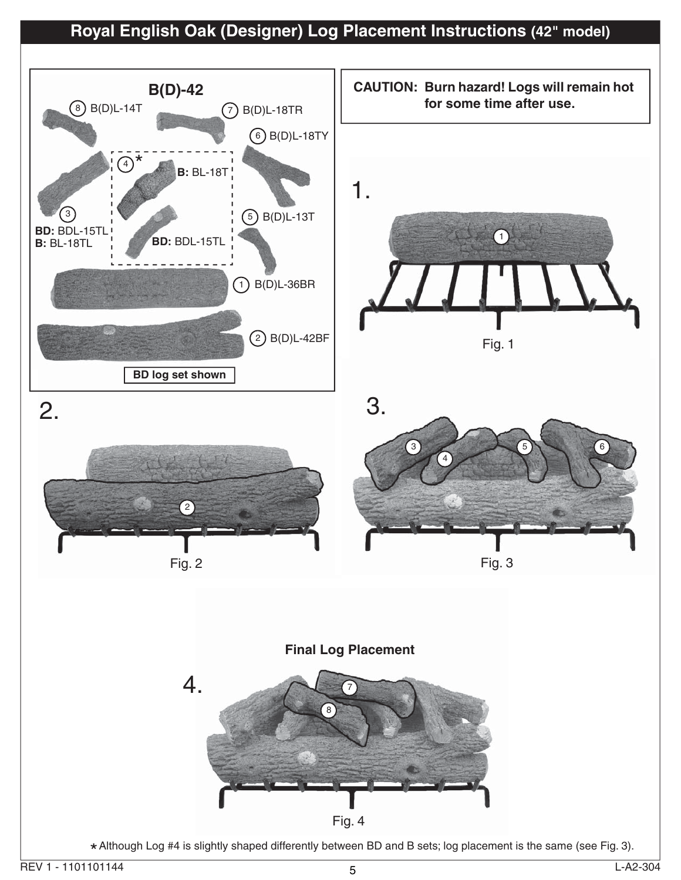# Royal English Oak (Designer) Log Placement Instructions (42" model)

## B(D)-42

8 B(D)L-14T

7 B(D)L-18TR

6 B(D)L-18TY

4* B: BL-18T

3 BD: BDL-15TL
B: BL-18TL

BD: BDL-15TL

5 B(D)L-13T

1 B(D)L-36BR

2 B(D)L-42BF

BD log set shown

**CAUTION: Burn hazard! Logs will remain hot for some time after use.**

1.

Fig. 1

2.

Fig. 2

3.

Fig. 3

4.

**Final Log Placement**

Fig. 4

* Although Log #4 is slightly shaped differently between BD and B sets; log placement is the same (see Fig. 3).

REV 1 - 1101101144

L-A2-304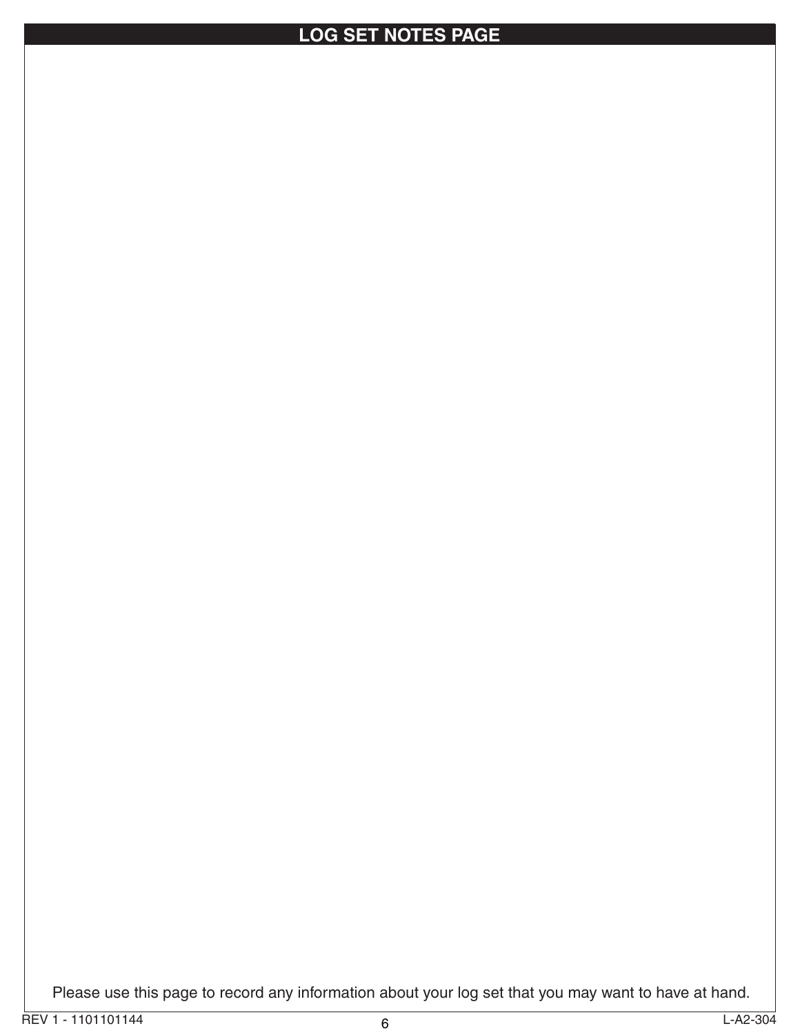## LOG SET NOTES PAGE

Please use this page to record any information about your log set that you may want to have at hand.